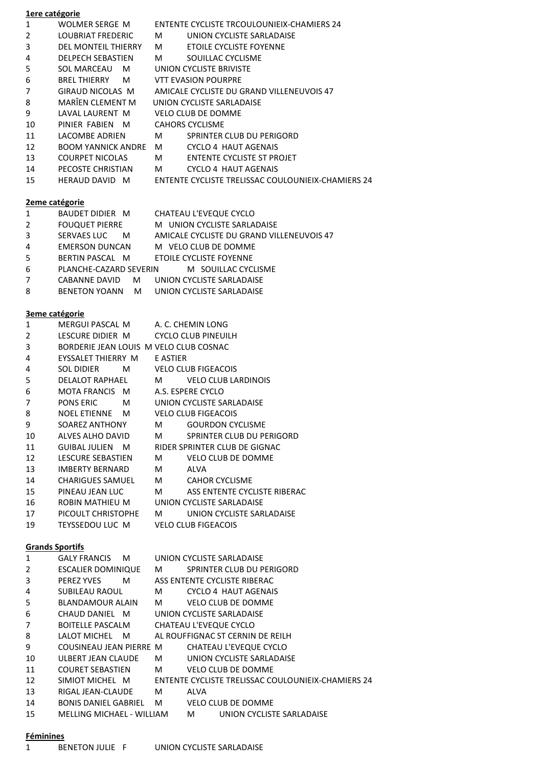**1ere catégorie**

| | | | |
|---|---|---|---|
| 1 | WOLMER SERGE | M | ENTENTE CYCLISTE TRCOULOUNIEIX-CHAMIERS 24 |
| 2 | LOUBRIAT FREDERIC | M | UNION CYCLISTE SARLADAISE |
| 3 | DEL MONTEIL THIERRY | M | ETOILE CYCLISTE FOYENNE |
| 4 | DELPECH SEBASTIEN | M | SOUILLAC CYCLISME |
| 5 | SOL MARCEAU | M | UNION CYCLISTE BRIVISTE |
| 6 | BREL THIERRY | M | VTT EVASION POURPRE |
| 7 | GIRAUD NICOLAS | M | AMICALE CYCLISTE DU GRAND VILLENEUVOIS 47 |
| 8 | MARÎEN CLEMENT | M | UNION CYCLISTE SARLADAISE |
| 9 | LAVAL LAURENT | M | VELO CLUB DE DOMME |
| 10 | PINIER FABIEN | M | CAHORS CYCLISME |
| 11 | LACOMBE ADRIEN | M | SPRINTER CLUB DU PERIGORD |
| 12 | BOOM YANNICK ANDRE | M | CYCLO 4 HAUT AGENAIS |
| 13 | COURPET NICOLAS | M | ENTENTE CYCLISTE ST PROJET |
| 14 | PECOSTE CHRISTIAN | M | CYCLO 4 HAUT AGENAIS |
| 15 | HERAUD DAVID | M | ENTENTE CYCLISTE TRELISSAC COULOUNIEIX-CHAMIERS 24 |

**2eme catégorie**

| | | | |
|---|---|---|---|
| 1 | BAUDET DIDIER | M | CHATEAU L'EVEQUE CYCLO |
| 2 | FOUQUET PIERRE | M | UNION CYCLISTE SARLADAISE |
| 3 | SERVAES LUC | M | AMICALE CYCLISTE DU GRAND VILLENEUVOIS 47 |
| 4 | EMERSON DUNCAN | M | VELO CLUB DE DOMME |
| 5 | BERTIN PASCAL | M | ETOILE CYCLISTE FOYENNE |
| 6 | PLANCHE-CAZARD SEVERIN | M | SOUILLAC CYCLISME |
| 7 | CABANNE DAVID | M | UNION CYCLISTE SARLADAISE |
| 8 | BENETON YOANN | M | UNION CYCLISTE SARLADAISE |

**3eme catégorie**

| | | | |
|---|---|---|---|
| 1 | MERGUI PASCAL | M | A. C. CHEMIN LONG |
| 2 | LESCURE DIDIER | M | CYCLO CLUB PINEUILH |
| 3 | BORDERIE JEAN LOUIS | M | VELO CLUB COSNAC |
| 4 | EYSSALET THIERRY | M | E ASTIER |
| 4 | SOL DIDIER | M | VELO CLUB FIGEACOIS |
| 5 | DELALOT RAPHAEL | M | VELO CLUB LARDINOIS |
| 6 | MOTA FRANCIS | M | A.S. ESPERE CYCLO |
| 7 | PONS ERIC | M | UNION CYCLISTE SARLADAISE |
| 8 | NOEL ETIENNE | M | VELO CLUB FIGEACOIS |
| 9 | SOAREZ ANTHONY | M | GOURDON CYCLISME |
| 10 | ALVES ALHO DAVID | M | SPRINTER CLUB DU PERIGORD |
| 11 | GUIBAL JULIEN | M | RIDER SPRINTER CLUB DE GIGNAC |
| 12 | LESCURE SEBASTIEN | M | VELO CLUB DE DOMME |
| 13 | IMBERTY BERNARD | M | ALVA |
| 14 | CHARIGUES SAMUEL | M | CAHOR CYCLISME |
| 15 | PINEAU JEAN LUC | M | ASS ENTENTE CYCLISTE RIBERAC |
| 16 | ROBIN MATHIEU | M | UNION CYCLISTE SARLADAISE |
| 17 | PICOULT CHRISTOPHE | M | UNION CYCLISTE SARLADAISE |
| 19 | TEYSSEDOU LUC | M | VELO CLUB FIGEACOIS |

**Grands Sportifs**

| | | | |
|---|---|---|---|
| 1 | GALY FRANCIS | M | UNION CYCLISTE SARLADAISE |
| 2 | ESCALIER DOMINIQUE | M | SPRINTER CLUB DU PERIGORD |
| 3 | PEREZ YVES | M | ASS ENTENTE CYCLISTE RIBERAC |
| 4 | SUBILEAU RAOUL | M | CYCLO 4 HAUT AGENAIS |
| 5 | BLANDAMOUR ALAIN | M | VELO CLUB DE DOMME |
| 6 | CHAUD DANIEL | M | UNION CYCLISTE SARLADAISE |
| 7 | BOITELLE PASCAL | M | CHATEAU L'EVEQUE CYCLO |
| 8 | LALOT MICHEL | M | AL ROUFFIGNAC ST CERNIN DE REILH |
| 9 | COUSINEAU JEAN PIERRE | M | CHATEAU L'EVEQUE CYCLO |
| 10 | ULBERT JEAN CLAUDE | M | UNION CYCLISTE SARLADAISE |
| 11 | COURET SEBASTIEN | M | VELO CLUB DE DOMME |
| 12 | SIMIOT MICHEL | M | ENTENTE CYCLISTE TRELISSAC COULOUNIEIX-CHAMIERS 24 |
| 13 | RIGAL JEAN-CLAUDE | M | ALVA |
| 14 | BONIS DANIEL GABRIEL | M | VELO CLUB DE DOMME |
| 15 | MELLING MICHAEL - WILLIAM | M | UNION CYCLISTE SARLADAISE |

**Féminines**

| | | | |
|---|---|---|---|
| 1 | BENETON JULIE | F | UNION CYCLISTE SARLADAISE |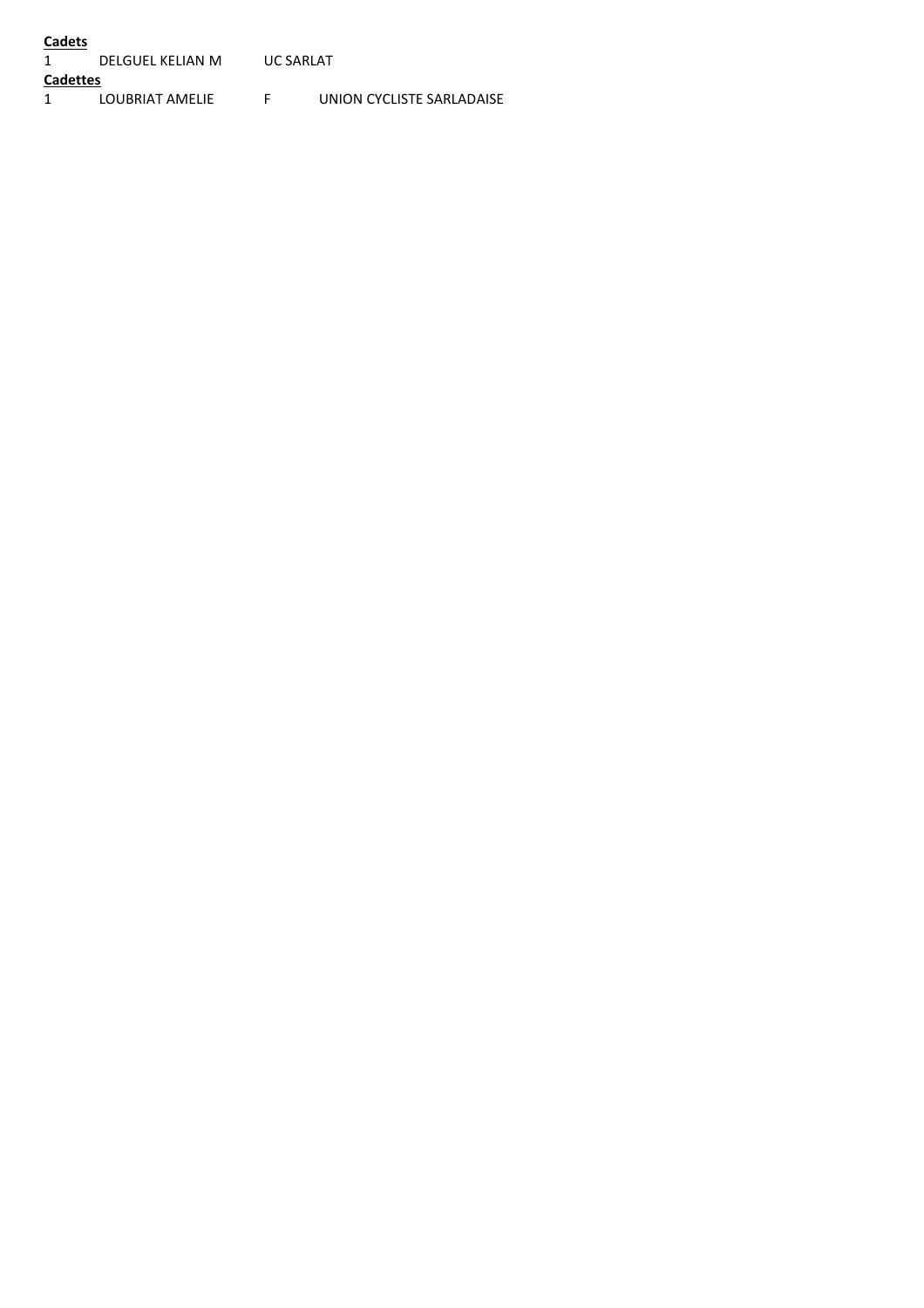**Cadets**

| | | | |
|---|---|---|---|
| 1 | DELGUEL KELIAN M | UC SARLAT | |

**Cadettes**

| | | | |
|---|---|---|---|
| 1 | LOUBRIAT AMELIE | F | UNION CYCLISTE SARLADAISE |